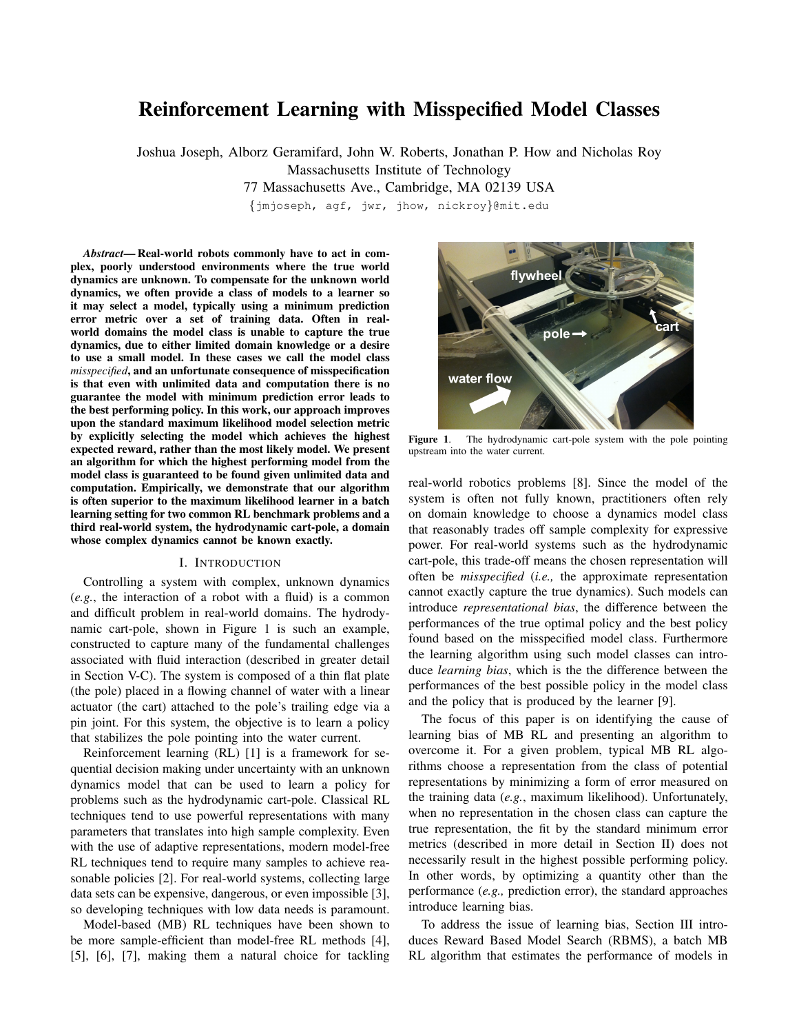# Reinforcement Learning with Misspecified Model Classes

Joshua Joseph, Alborz Geramifard, John W. Roberts, Jonathan P. How and Nicholas Roy
Massachusetts Institute of Technology
77 Massachusetts Ave., Cambridge, MA 02139 USA
{jmjoseph, agf, jwr, jhow, nickroy}@mit.edu

***Abstract*— Real-world robots commonly have to act in complex, poorly understood environments where the true world dynamics are unknown. To compensate for the unknown world dynamics, we often provide a class of models to a learner so it may select a model, typically using a minimum prediction error metric over a set of training data. Often in real-world domains the model class is unable to capture the true dynamics, due to either limited domain knowledge or a desire to use a small model. In these cases we call the model class *misspecified*, and an unfortunate consequence of misspecification is that even with unlimited data and computation there is no guarantee the model with minimum prediction error leads to the best performing policy. In this work, our approach improves upon the standard maximum likelihood model selection metric by explicitly selecting the model which achieves the highest expected reward, rather than the most likely model. We present an algorithm for which the highest performing model from the model class is guaranteed to be found given unlimited data and computation. Empirically, we demonstrate that our algorithm is often superior to the maximum likelihood learner in a batch learning setting for two common RL benchmark problems and a third real-world system, the hydrodynamic cart-pole, a domain whose complex dynamics cannot be known exactly.**

## I. Introduction

Controlling a system with complex, unknown dynamics (*e.g.*, the interaction of a robot with a fluid) is a common and difficult problem in real-world domains. The hydrodynamic cart-pole, shown in Figure 1 is such an example, constructed to capture many of the fundamental challenges associated with fluid interaction (described in greater detail in Section V-C). The system is composed of a thin flat plate (the pole) placed in a flowing channel of water with a linear actuator (the cart) attached to the pole's trailing edge via a pin joint. For this system, the objective is to learn a policy that stabilizes the pole pointing into the water current.

Reinforcement learning (RL) [1] is a framework for sequential decision making under uncertainty with an unknown dynamics model that can be used to learn a policy for problems such as the hydrodynamic cart-pole. Classical RL techniques tend to use powerful representations with many parameters that translates into high sample complexity. Even with the use of adaptive representations, modern model-free RL techniques tend to require many samples to achieve reasonable policies [2]. For real-world systems, collecting large data sets can be expensive, dangerous, or even impossible [3], so developing techniques with low data needs is paramount.

Model-based (MB) RL techniques have been shown to be more sample-efficient than model-free RL methods [4], [5], [6], [7], making them a natural choice for tackling real-world robotics problems [8]. Since the model of the system is often not fully known, practitioners often rely on domain knowledge to choose a dynamics model class that reasonably trades off sample complexity for expressive power. For real-world systems such as the hydrodynamic cart-pole, this trade-off means the chosen representation will often be *misspecified* (*i.e.,* the approximate representation cannot exactly capture the true dynamics). Such models can introduce *representational bias*, the difference between the performances of the true optimal policy and the best policy found based on the misspecified model class. Furthermore the learning algorithm using such model classes can introduce *learning bias*, which is the the difference between the performances of the best possible policy in the model class and the policy that is produced by the learner [9].

**Figure 1**. The hydrodynamic cart-pole system with the pole pointing upstream into the water current.

The focus of this paper is on identifying the cause of learning bias of MB RL and presenting an algorithm to overcome it. For a given problem, typical MB RL algorithms choose a representation from the class of potential representations by minimizing a form of error measured on the training data (*e.g.*, maximum likelihood). Unfortunately, when no representation in the chosen class can capture the true representation, the fit by the standard minimum error metrics (described in more detail in Section II) does not necessarily result in the highest possible performing policy. In other words, by optimizing a quantity other than the performance (*e.g.,* prediction error), the standard approaches introduce learning bias.

To address the issue of learning bias, Section III introduces Reward Based Model Search (RBMS), a batch MB RL algorithm that estimates the performance of models in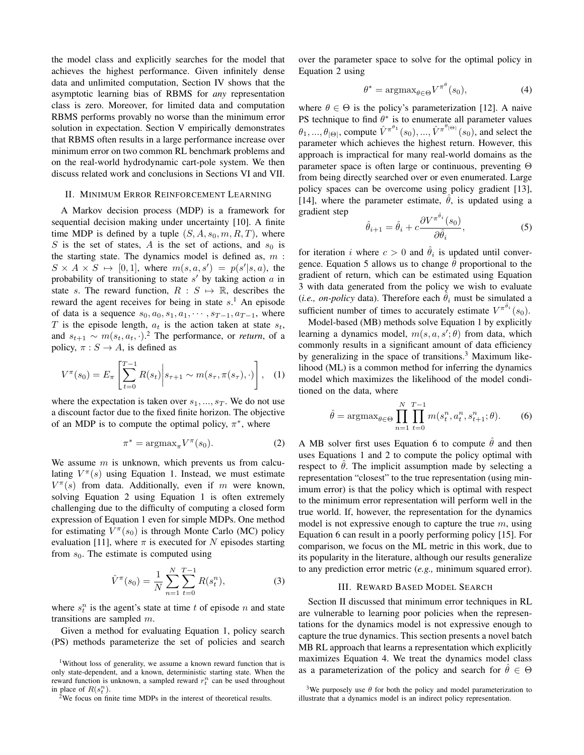the model class and explicitly searches for the model that achieves the highest performance. Given infinitely dense data and unlimited computation, Section IV shows that the asymptotic learning bias of RBMS for *any* representation class is zero. Moreover, for limited data and computation RBMS performs provably no worse than the minimum error solution in expectation. Section V empirically demonstrates that RBMS often results in a large performance increase over minimum error on two common RL benchmark problems and on the real-world hydrodynamic cart-pole system. We then discuss related work and conclusions in Sections VI and VII.

## II. Minimum Error Reinforcement Learning

A Markov decision process (MDP) is a framework for sequential decision making under uncertainty [10]. A finite time MDP is defined by a tuple $(S, A, s_0, m, R, T)$, where $S$ is the set of states, $A$ is the set of actions, and $s_0$ is the starting state. The dynamics model is defined as, $m : S \times A \times S \mapsto [0, 1]$, where $m(s, a, s') = p(s'|s, a)$, the probability of transitioning to state $s'$ by taking action $a$ in state $s$. The reward function, $R : S \mapsto \mathbb{R}$, describes the reward the agent receives for being in state $s$.[1] An episode of data is a sequence $s_0, a_0, s_1, a_1, \cdots, s_{T-1}, a_{T-1}$, where $T$ is the episode length, $a_t$ is the action taken at state $s_t$, and $s_{t+1} \sim m(s_t, a_t, \cdot)$.[2] The performance, or *return*, of a policy, $\pi : S \to A$, is defined as

$$V^{\pi}(s_0) = E_{\pi}\left[\sum_{t=0}^{T-1} R(s_t) \middle| s_{\tau+1} \sim m(s_{\tau}, \pi(s_{\tau}), \cdot)\right], \quad (1)$$

where the expectation is taken over $s_1, ..., s_T$. We do not use a discount factor due to the fixed finite horizon. The objective of an MDP is to compute the optimal policy, $\pi^*$, where

$$\pi^* = \text{argmax}_{\pi} V^{\pi}(s_0). \quad (2)$$

We assume $m$ is unknown, which prevents us from calculating $V^{\pi}(s)$ using Equation 1. Instead, we must estimate $V^{\pi}(s)$ from data. Additionally, even if $m$ were known, solving Equation 2 using Equation 1 is often extremely challenging due to the difficulty of computing a closed form expression of Equation 1 even for simple MDPs. One method for estimating $V^{\pi}(s_0)$ is through Monte Carlo (MC) policy evaluation [11], where $\pi$ is executed for $N$ episodes starting from $s_0$. The estimate is computed using

$$\hat{V}^{\pi}(s_0) = \frac{1}{N}\sum_{n=1}^{N}\sum_{t=0}^{T-1} R(s_t^n), \quad (3)$$

where $s_t^n$ is the agent's state at time $t$ of episode $n$ and state transitions are sampled $m$.

Given a method for evaluating Equation 1, policy search (PS) methods parameterize the set of policies and search over the parameter space to solve for the optimal policy in Equation 2 using

$$\theta^* = \text{argmax}_{\theta \in \Theta} V^{\pi^{\theta}}(s_0), \quad (4)$$

where $\theta \in \Theta$ is the policy's parameterization [12]. A naive PS technique to find $\theta^*$ is to enumerate all parameter values $\theta_1, ..., \theta_{|\Theta|}$, compute $\hat{V}^{\pi^{\theta_1}}(s_0), ..., \hat{V}^{\pi^{\theta_{|\Theta|}}}(s_0)$, and select the parameter which achieves the highest return. However, this approach is impractical for many real-world domains as the parameter space is often large or continuous, preventing $\Theta$ from being directly searched over or even enumerated. Large policy spaces can be overcome using policy gradient [13], [14], where the parameter estimate, $\hat{\theta}$, is updated using a gradient step

$$\hat{\theta}_{i+1} = \hat{\theta}_i + c\frac{\partial V^{\pi^{\hat{\theta}_i}}(s_0)}{\partial \hat{\theta}_i}, \quad (5)$$

for iteration $i$ where $c > 0$ and $\hat{\theta}_i$ is updated until convergence. Equation 5 allows us to change $\hat{\theta}$ proportional to the gradient of return, which can be estimated using Equation 3 with data generated from the policy we wish to evaluate (*i.e., on-policy* data). Therefore each $\hat{\theta}_i$ must be simulated a sufficient number of times to accurately estimate $V^{\pi^{\hat{\theta}_i}}(s_0)$.

Model-based (MB) methods solve Equation 1 by explicitly learning a dynamics model, $m(s, a, s'; \theta)$ from data, which commonly results in a significant amount of data efficiency by generalizing in the space of transitions.[3] Maximum likelihood (ML) is a common method for inferring the dynamics model which maximizes the likelihood of the model conditioned on the data, where

$$\hat{\theta} = \text{argmax}_{\theta \in \Theta} \prod_{n=1}^{N}\prod_{t=0}^{T-1} m(s_t^n, a_t^n, s_{t+1}^n; \theta). \quad (6)$$

A MB solver first uses Equation 6 to compute $\hat{\theta}$ and then uses Equations 1 and 2 to compute the policy optimal with respect to $\hat{\theta}$. The implicit assumption made by selecting a representation "closest" to the true representation (using minimum error) is that the policy which is optimal with respect to the minimum error representation will perform well in the true world. If, however, the representation for the dynamics model is not expressive enough to capture the true $m$, using Equation 6 can result in a poorly performing policy [15]. For comparison, we focus on the ML metric in this work, due to its popularity in the literature, although our results generalize to any prediction error metric (*e.g.,* minimum squared error).

## III. Reward Based Model Search

Section II discussed that minimum error techniques in RL are vulnerable to learning poor policies when the representations for the dynamics model is not expressive enough to capture the true dynamics. This section presents a novel batch MB RL approach that learns a representation which explicitly maximizes Equation 4. We treat the dynamics model class as a parameterization of the policy and search for $\hat{\theta} \in \Theta$

[1] Without loss of generality, we assume a known reward function that is only state-dependent, and a known, deterministic starting state. When the reward function is unknown, a sampled reward $r_t^n$ can be used throughout in place of $R(s_t^n)$.

[2] We focus on finite time MDPs in the interest of theoretical results.

[3] We purposely use $\theta$ for both the policy and model parameterization to illustrate that a dynamics model is an indirect policy representation.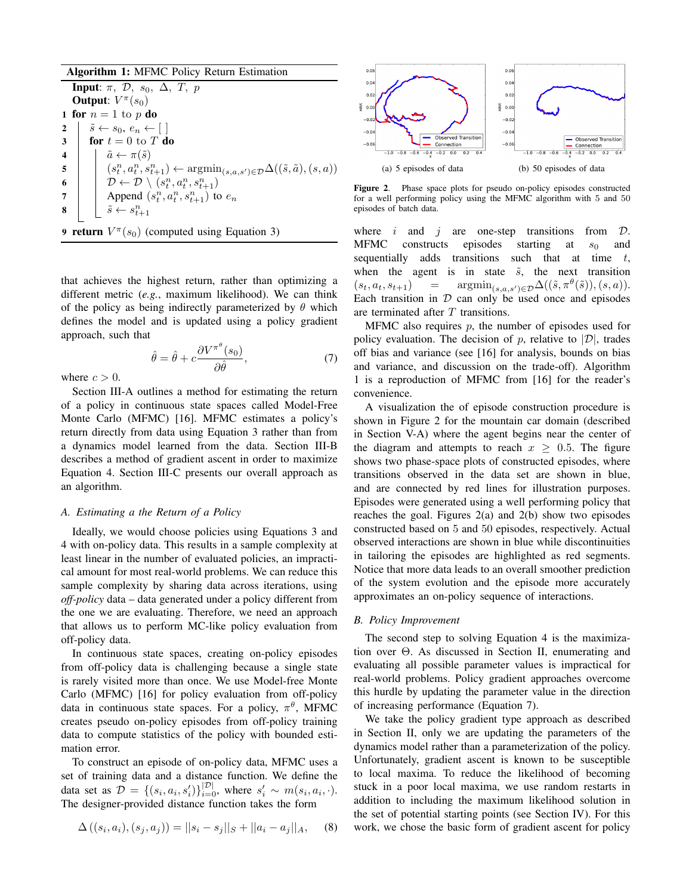**Algorithm 1:** MFMC Policy Return Estimation

```
Input: π, D, s_0, Δ, T, p
Output: V^π(s_0)
1 for n = 1 to p do
2     s̃ ← s_0, e_n ← [ ]
3     for t = 0 to T do
4         ã ← π(s̃)
5         (s_t^n, a_t^n, s_{t+1}^n) ← argmin_{(s,a,s')∈D} Δ((s̃, ã), (s, a))
6         D ← D \ (s_t^n, a_t^n, s_{t+1}^n)
7         Append (s_t^n, a_t^n, s_{t+1}^n) to e_n
8         s̃ ← s_{t+1}^n
9 return V^π(s_0) (computed using Equation 3)
```

that achieves the highest return, rather than optimizing a different metric (*e.g.*, maximum likelihood). We can think of the policy as being indirectly parameterized by $\theta$ which defines the model and is updated using a policy gradient approach, such that

$$\hat{\theta} = \hat{\theta} + c\frac{\partial V^{\pi^{\theta}}(s_0)}{\partial \hat{\theta}}, \tag{7}$$

where $c > 0$.

Section III-A outlines a method for estimating the return of a policy in continuous state spaces called Model-Free Monte Carlo (MFMC) [16]. MFMC estimates a policy's return directly from data using Equation 3 rather than from a dynamics model learned from the data. Section III-B describes a method of gradient ascent in order to maximize Equation 4. Section III-C presents our overall approach as an algorithm.

### A. Estimating a the Return of a Policy

Ideally, we would choose policies using Equations 3 and 4 with on-policy data. This results in a sample complexity at least linear in the number of evaluated policies, an impractical amount for most real-world problems. We can reduce this sample complexity by sharing data across iterations, using *off-policy* data – data generated under a policy different from the one we are evaluating. Therefore, we need an approach that allows us to perform MC-like policy evaluation from off-policy data.

In continuous state spaces, creating on-policy episodes from off-policy data is challenging because a single state is rarely visited more than once. We use Model-free Monte Carlo (MFMC) [16] for policy evaluation from off-policy data in continuous state spaces. For a policy, $\pi^{\theta}$, MFMC creates pseudo on-policy episodes from off-policy training data to compute statistics of the policy with bounded estimation error.

To construct an episode of on-policy data, MFMC uses a set of training data and a distance function. We define the data set as $\mathcal{D} = \{(s_i, a_i, s_i')\}_{i=0}^{|\mathcal{D}|}$, where $s_i' \sim m(s_i, a_i, \cdot)$. The designer-provided distance function takes the form

$$\Delta((s_i, a_i), (s_j, a_j)) = ||s_i - s_j||_S + ||a_i - a_j||_A, \tag{8}$$

(a) 5 episodes of data

(b) 50 episodes of data

**Figure 2**. Phase space plots for pseudo on-policy episodes constructed for a well performing policy using the MFMC algorithm with 5 and 50 episodes of batch data.

where $i$ and $j$ are one-step transitions from $\mathcal{D}$. MFMC constructs episodes starting at $s_0$ and sequentially adds transitions such that at time $t$, when the agent is in state $\tilde{s}$, the next transition $(s_t, a_t, s_{t+1}) = \text{argmin}_{(s,a,s')\in\mathcal{D}}\Delta((\tilde{s}, \pi^{\theta}(\tilde{s})), (s, a))$. Each transition in $\mathcal{D}$ can only be used once and episodes are terminated after $T$ transitions.

MFMC also requires $p$, the number of episodes used for policy evaluation. The decision of $p$, relative to $|\mathcal{D}|$, trades off bias and variance (see [16] for analysis, bounds on bias and variance, and discussion on the trade-off). Algorithm 1 is a reproduction of MFMC from [16] for the reader's convenience.

A visualization the of episode construction procedure is shown in Figure 2 for the mountain car domain (described in Section V-A) where the agent begins near the center of the diagram and attempts to reach $x \geq 0.5$. The figure shows two phase-space plots of constructed episodes, where transitions observed in the data set are shown in blue, and are connected by red lines for illustration purposes. Episodes were generated using a well performing policy that reaches the goal. Figures 2(a) and 2(b) show two episodes constructed based on 5 and 50 episodes, respectively. Actual observed interactions are shown in blue while discontinuities in tailoring the episodes are highlighted as red segments. Notice that more data leads to an overall smoother prediction of the system evolution and the episode more accurately approximates an on-policy sequence of interactions.

### B. Policy Improvement

The second step to solving Equation 4 is the maximization over $\Theta$. As discussed in Section II, enumerating and evaluating all possible parameter values is impractical for real-world problems. Policy gradient approaches overcome this hurdle by updating the parameter value in the direction of increasing performance (Equation 7).

We take the policy gradient type approach as described in Section II, only we are updating the parameters of the dynamics model rather than a parameterization of the policy. Unfortunately, gradient ascent is known to be susceptible to local maxima. To reduce the likelihood of becoming stuck in a poor local maxima, we use random restarts in addition to including the maximum likelihood solution in the set of potential starting points (see Section IV). For this work, we chose the basic form of gradient ascent for policy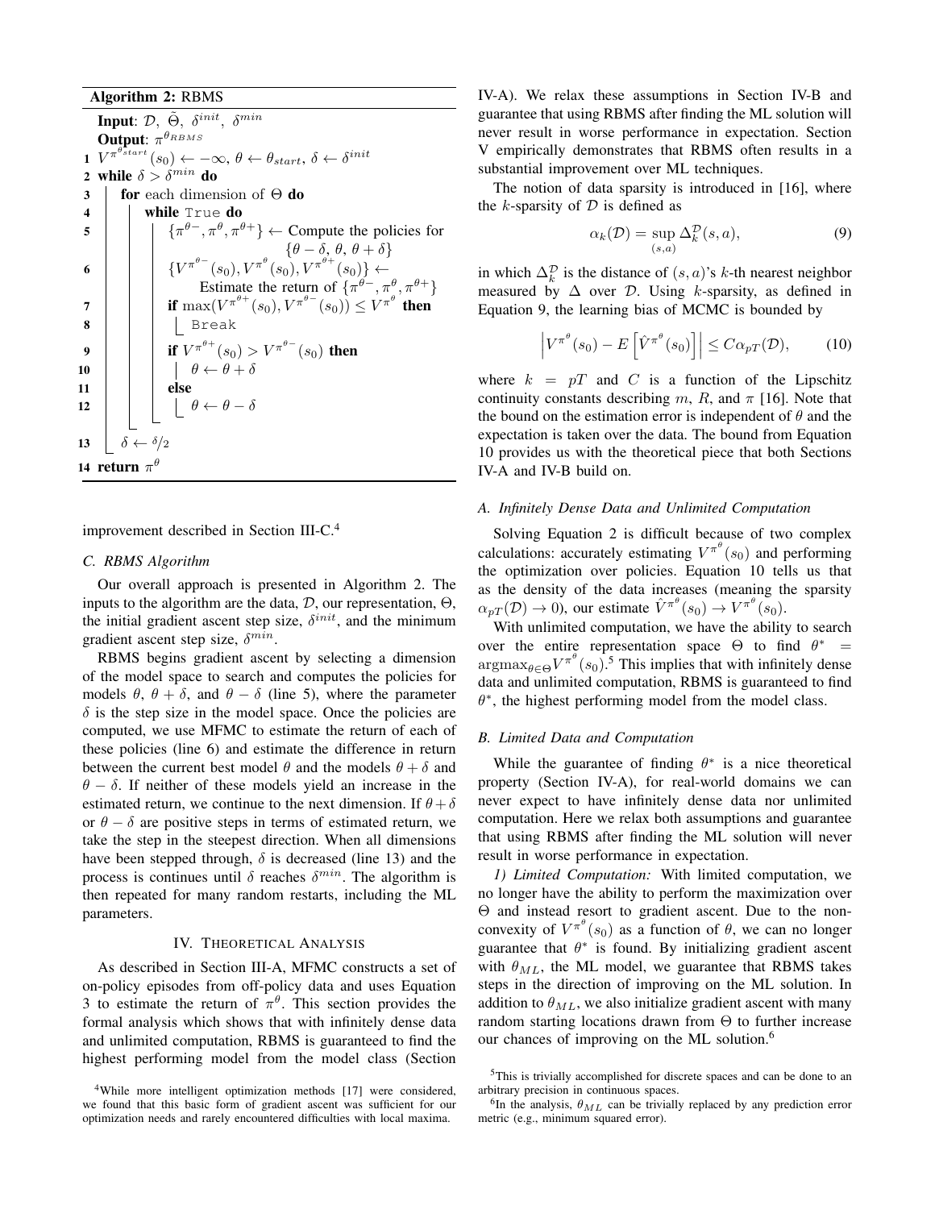**Algorithm 2:** RBMS

```
Input: D, Θ̃, δ^init, δ^min
Output: π^{θ_RBMS}
1  V^{π^{θ_start}}(s_0) ← −∞, θ ← θ_start, δ ← δ^init
2  while δ > δ^min do
3      for each dimension of Θ do
4          while True do
5              {π^{θ−}, π^θ, π^{θ+}} ← Compute the policies for
                                       {θ − δ, θ, θ + δ}
6              {V^{π^{θ−}}(s_0), V^{π^θ}(s_0), V^{π^{θ+}}(s_0)} ←
                     Estimate the return of {π^{θ−}, π^θ, π^{θ+}}
7              if max(V^{π^{θ+}}(s_0), V^{π^{θ−}}(s_0)) ≤ V^{π^θ} then
8                  Break
9              if V^{π^{θ+}}(s_0) > V^{π^{θ−}}(s_0) then
10                 θ ← θ + δ
11             else
12                 θ ← θ − δ
13     δ ← δ/2
14 return π^θ
```

improvement described in Section III-C.[4]

### C. RBMS Algorithm

Our overall approach is presented in Algorithm 2. The inputs to the algorithm are the data, $\mathcal{D}$, our representation, $\Theta$, the initial gradient ascent step size, $\delta^{init}$, and the minimum gradient ascent step size, $\delta^{min}$.

RBMS begins gradient ascent by selecting a dimension of the model space to search and computes the policies for models $\theta$, $\theta + \delta$, and $\theta - \delta$ (line 5), where the parameter $\delta$ is the step size in the model space. Once the policies are computed, we use MFMC to estimate the return of each of these policies (line 6) and estimate the difference in return between the current best model $\theta$ and the models $\theta + \delta$ and $\theta - \delta$. If neither of these models yield an increase in the estimated return, we continue to the next dimension. If $\theta + \delta$ or $\theta - \delta$ are positive steps in terms of estimated return, we take the step in the steepest direction. When all dimensions have been stepped through, $\delta$ is decreased (line 13) and the process is continues until $\delta$ reaches $\delta^{min}$. The algorithm is then repeated for many random restarts, including the ML parameters.

## IV. Theoretical Analysis

As described in Section III-A, MFMC constructs a set of on-policy episodes from off-policy data and uses Equation 3 to estimate the return of $\pi^{\theta}$. This section provides the formal analysis which shows that with infinitely dense data and unlimited computation, RBMS is guaranteed to find the highest performing model from the model class (Section IV-A). We relax these assumptions in Section IV-B and guarantee that using RBMS after finding the ML solution will never result in worse performance in expectation. Section V empirically demonstrates that RBMS often results in a substantial improvement over ML techniques.

The notion of data sparsity is introduced in [16], where the $k$-sparsity of $\mathcal{D}$ is defined as

$$\alpha_k(\mathcal{D}) = \sup_{(s,a)} \Delta_k^{\mathcal{D}}(s,a), \tag{9}$$

in which $\Delta_k^{\mathcal{D}}$ is the distance of $(s,a)$'s $k$-th nearest neighbor measured by $\Delta$ over $\mathcal{D}$. Using $k$-sparsity, as defined in Equation 9, the learning bias of MCMC is bounded by

$$\left| V^{\pi^{\theta}}(s_0) - E\left[\hat{V}^{\pi^{\theta}}(s_0)\right] \right| \leq C\alpha_{pT}(\mathcal{D}), \tag{10}$$

where $k = pT$ and $C$ is a function of the Lipschitz continuity constants describing $m$, $R$, and $\pi$ [16]. Note that the bound on the estimation error is independent of $\theta$ and the expectation is taken over the data. The bound from Equation 10 provides us with the theoretical piece that both Sections IV-A and IV-B build on.

### A. Infinitely Dense Data and Unlimited Computation

Solving Equation 2 is difficult because of two complex calculations: accurately estimating $V^{\pi^{\theta}}(s_0)$ and performing the optimization over policies. Equation 10 tells us that as the density of the data increases (meaning the sparsity $\alpha_{pT}(\mathcal{D}) \to 0$), our estimate $\hat{V}^{\pi^{\theta}}(s_0) \to V^{\pi^{\theta}}(s_0)$.

With unlimited computation, we have the ability to search over the entire representation space $\Theta$ to find $\theta^* = \text{argmax}_{\theta \in \Theta} V^{\pi^{\theta}}(s_0)$.[5] This implies that with infinitely dense data and unlimited computation, RBMS is guaranteed to find $\theta^*$, the highest performing model from the model class.

### B. Limited Data and Computation

While the guarantee of finding $\theta^*$ is a nice theoretical property (Section IV-A), for real-world domains we can never expect to have infinitely dense data nor unlimited computation. Here we relax both assumptions and guarantee that using RBMS after finding the ML solution will never result in worse performance in expectation.

*1) Limited Computation:* With limited computation, we no longer have the ability to perform the maximization over $\Theta$ and instead resort to gradient ascent. Due to the non-convexity of $V^{\pi^{\theta}}(s_0)$ as a function of $\theta$, we can no longer guarantee that $\theta^*$ is found. By initializing gradient ascent with $\theta_{ML}$, the ML model, we guarantee that RBMS takes steps in the direction of improving on the ML solution. In addition to $\theta_{ML}$, we also initialize gradient ascent with many random starting locations drawn from $\Theta$ to further increase our chances of improving on the ML solution.[6]

---

[4] While more intelligent optimization methods [17] were considered, we found that this basic form of gradient ascent was sufficient for our optimization needs and rarely encountered difficulties with local maxima.

[5] This is trivially accomplished for discrete spaces and can be done to an arbitrary precision in continuous spaces.

[6] In the analysis, $\theta_{ML}$ can be trivially replaced by any prediction error metric (e.g., minimum squared error).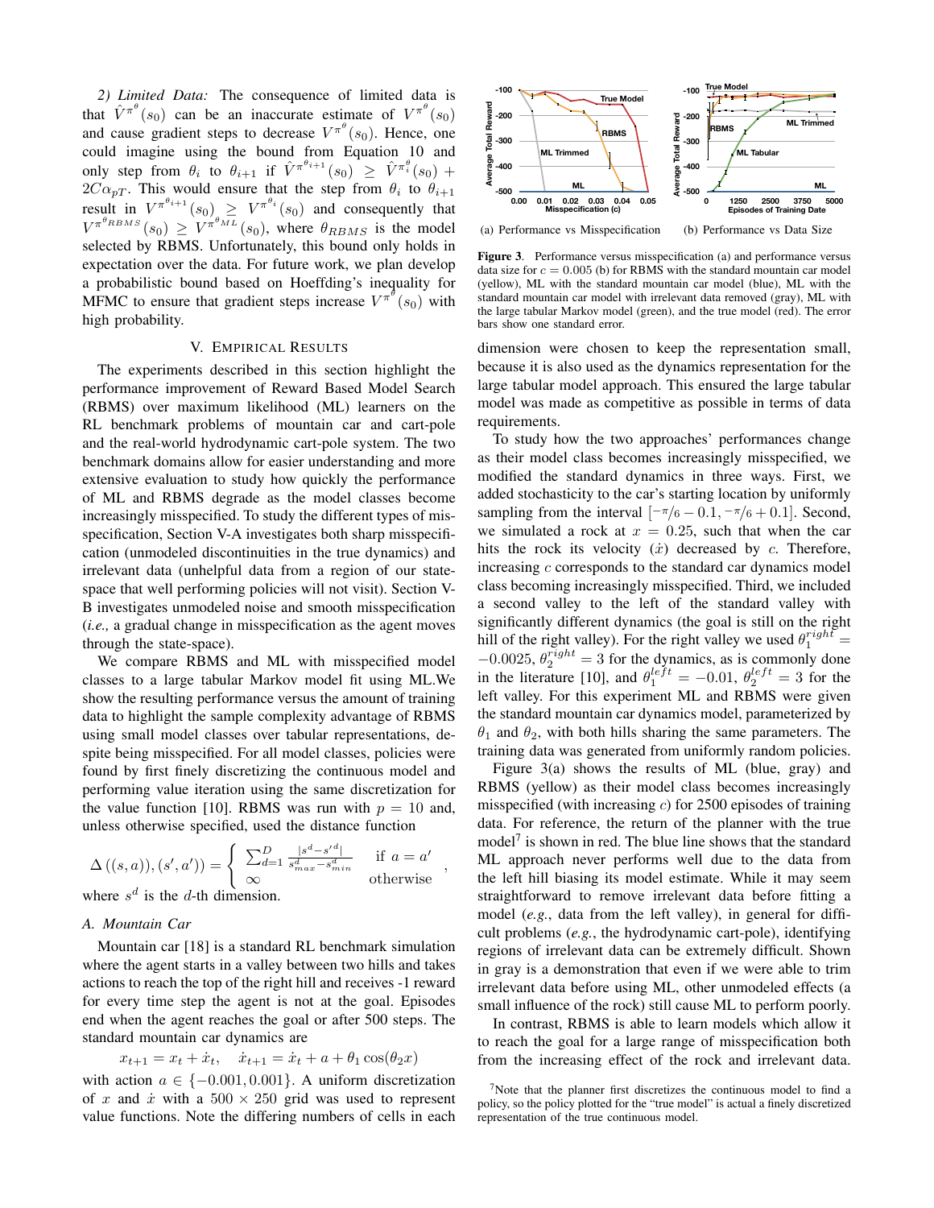*2) Limited Data:* The consequence of limited data is that $\hat{V}^{\pi^\theta}(s_0)$ can be an inaccurate estimate of $V^{\pi^\theta}(s_0)$ and cause gradient steps to decrease $V^{\pi^\theta}(s_0)$. Hence, one could imagine using the bound from Equation 10 and only step from $\theta_i$ to $\theta_{i+1}$ if $\hat{V}^{\pi^{\theta_{i+1}}}(s_0) \geq \hat{V}^{\pi_i^\theta}(s_0) + 2C\alpha_{pT}$. This would ensure that the step from $\theta_i$ to $\theta_{i+1}$ result in $V^{\pi^{\theta_{i+1}}}(s_0) \geq V^{\pi^{\theta_i}}(s_0)$ and consequently that $V^{\pi^{\theta_{RBMS}}}(s_0) \geq V^{\pi^{\theta_{ML}}}(s_0)$, where $\theta_{RBMS}$ is the model selected by RBMS. Unfortunately, this bound only holds in expectation over the data. For future work, we plan develop a probabilistic bound based on Hoeffding's inequality for MFMC to ensure that gradient steps increase $V^{\pi^\theta}(s_0)$ with high probability.

## V. Empirical Results

The experiments described in this section highlight the performance improvement of Reward Based Model Search (RBMS) over maximum likelihood (ML) learners on the RL benchmark problems of mountain car and cart-pole and the real-world hydrodynamic cart-pole system. The two benchmark domains allow for easier understanding and more extensive evaluation to study how quickly the performance of ML and RBMS degrade as the model classes become increasingly misspecified. To study the different types of misspecification, Section V-A investigates both sharp misspecification (unmodeled discontinuities in the true dynamics) and irrelevant data (unhelpful data from a region of our state-space that well performing policies will not visit). Section V-B investigates unmodeled noise and smooth misspecification (*i.e.,* a gradual change in misspecification as the agent moves through the state-space).

We compare RBMS and ML with misspecified model classes to a large tabular Markov model fit using ML.We show the resulting performance versus the amount of training data to highlight the sample complexity advantage of RBMS using small model classes over tabular representations, despite being misspecified. For all model classes, policies were found by first finely discretizing the continuous model and performing value iteration using the same discretization for the value function [10]. RBMS was run with $p = 10$ and, unless otherwise specified, used the distance function

$$\Delta\left((s,a)),(s',a')\right) = \begin{cases} \sum_{d=1}^{D} \frac{|s^d - s'^d|}{s^d_{max} - s^d_{min}} & \text{if } a = a' \\ \infty & \text{otherwise} \end{cases},$$

where $s^d$ is the $d$-th dimension.

### A. Mountain Car

Mountain car [18] is a standard RL benchmark simulation where the agent starts in a valley between two hills and takes actions to reach the top of the right hill and receives -1 reward for every time step the agent is not at the goal. Episodes end when the agent reaches the goal or after 500 steps. The standard mountain car dynamics are

$$x_{t+1} = x_t + \dot{x}_t, \quad \dot{x}_{t+1} = \dot{x}_t + a + \theta_1 \cos(\theta_2 x)$$

with action $a \in \{-0.001, 0.001\}$. A uniform discretization of $x$ and $\dot{x}$ with a $500 \times 250$ grid was used to represent value functions. Note the differing numbers of cells in each dimension were chosen to keep the representation small, because it is also used as the dynamics representation for the large tabular model approach. This ensured the large tabular model was made as competitive as possible in terms of data requirements.

(a) Performance vs Misspecification (b) Performance vs Data Size

**Figure 3**. Performance versus misspecification (a) and performance versus data size for $c = 0.005$ (b) for RBMS with the standard mountain car model (yellow), ML with the standard mountain car model (blue), ML with the standard mountain car model with irrelevant data removed (gray), ML with the large tabular Markov model (green), and the true model (red). The error bars show one standard error.

To study how the two approaches' performances change as their model class becomes increasingly misspecified, we modified the standard dynamics in three ways. First, we added stochasticity to the car's starting location by uniformly sampling from the interval $[-\pi/6 - 0.1, -\pi/6 + 0.1]$. Second, we simulated a rock at $x = 0.25$, such that when the car hits the rock its velocity ($\dot{x}$) decreased by $c$. Therefore, increasing $c$ corresponds to the standard car dynamics model class becoming increasingly misspecified. Third, we included a second valley to the left of the standard valley with significantly different dynamics (the goal is still on the right hill of the right valley). For the right valley we used $\theta_1^{right} = -0.0025$, $\theta_2^{right} = 3$ for the dynamics, as is commonly done in the literature [10], and $\theta_1^{left} = -0.01$, $\theta_2^{left} = 3$ for the left valley. For this experiment ML and RBMS were given the standard mountain car dynamics model, parameterized by $\theta_1$ and $\theta_2$, with both hills sharing the same parameters. The training data was generated from uniformly random policies.

Figure 3(a) shows the results of ML (blue, gray) and RBMS (yellow) as their model class becomes increasingly misspecified (with increasing $c$) for 2500 episodes of training data. For reference, the return of the planner with the true model[7] is shown in red. The blue line shows that the standard ML approach never performs well due to the data from the left hill biasing its model estimate. While it may seem straightforward to remove irrelevant data before fitting a model (*e.g.*, data from the left valley), in general for difficult problems (*e.g.*, the hydrodynamic cart-pole), identifying regions of irrelevant data can be extremely difficult. Shown in gray is a demonstration that even if we were able to trim irrelevant data before using ML, other unmodeled effects (a small influence of the rock) still cause ML to perform poorly.

In contrast, RBMS is able to learn models which allow it to reach the goal for a large range of misspecification both from the increasing effect of the rock and irrelevant data.

[7] Note that the planner first discretizes the continuous model to find a policy, so the policy plotted for the "true model" is actual a finely discretized representation of the true continuous model.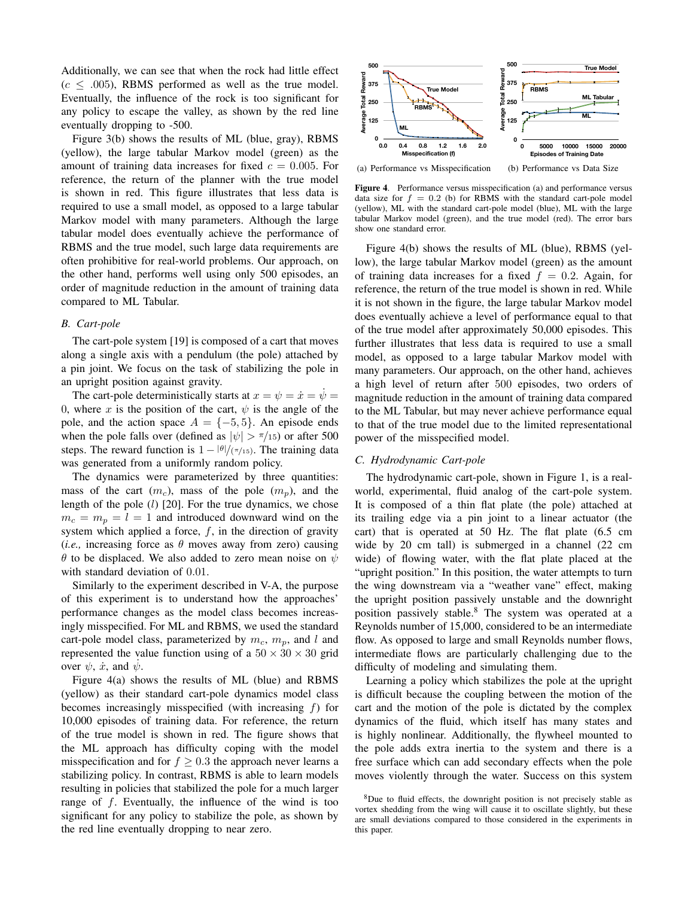Additionally, we can see that when the rock had little effect ($c \leq .005$), RBMS performed as well as the true model. Eventually, the influence of the rock is too significant for any policy to escape the valley, as shown by the red line eventually dropping to -500.

Figure 3(b) shows the results of ML (blue, gray), RBMS (yellow), the large tabular Markov model (green) as the amount of training data increases for fixed $c = 0.005$. For reference, the return of the planner with the true model is shown in red. This figure illustrates that less data is required to use a small model, as opposed to a large tabular Markov model with many parameters. Although the large tabular model does eventually achieve the performance of RBMS and the true model, such large data requirements are often prohibitive for real-world problems. Our approach, on the other hand, performs well using only 500 episodes, an order of magnitude reduction in the amount of training data compared to ML Tabular.

### B. Cart-pole

The cart-pole system [19] is composed of a cart that moves along a single axis with a pendulum (the pole) attached by a pin joint. We focus on the task of stabilizing the pole in an upright position against gravity.

The cart-pole deterministically starts at $x = \psi = \dot{x} = \dot{\psi} = 0$, where $x$ is the position of the cart, $\psi$ is the angle of the pole, and the action space $A = \{-5, 5\}$. An episode ends when the pole falls over (defined as $|\psi| > \pi/15$) or after 500 steps. The reward function is $1 - |\theta|/(\pi/15)$. The training data was generated from a uniformly random policy.

The dynamics were parameterized by three quantities: mass of the cart ($m_c$), mass of the pole ($m_p$), and the length of the pole ($l$) [20]. For the true dynamics, we chose $m_c = m_p = l = 1$ and introduced downward wind on the system which applied a force, $f$, in the direction of gravity (*i.e.,* increasing force as $\theta$ moves away from zero) causing $\theta$ to be displaced. We also added to zero mean noise on $\psi$ with standard deviation of 0.01.

Similarly to the experiment described in V-A, the purpose of this experiment is to understand how the approaches' performance changes as the model class becomes increasingly misspecified. For ML and RBMS, we used the standard cart-pole model class, parameterized by $m_c$, $m_p$, and $l$ and represented the value function using of a $50 \times 30 \times 30$ grid over $\psi$, $\dot{x}$, and $\dot{\psi}$.

Figure 4(a) shows the results of ML (blue) and RBMS (yellow) as their standard cart-pole dynamics model class becomes increasingly misspecified (with increasing $f$) for 10,000 episodes of training data. For reference, the return of the true model is shown in red. The figure shows that the ML approach has difficulty coping with the model misspecification and for $f \geq 0.3$ the approach never learns a stabilizing policy. In contrast, RBMS is able to learn models resulting in policies that stabilized the pole for a much larger range of $f$. Eventually, the influence of the wind is too significant for any policy to stabilize the pole, as shown by the red line eventually dropping to near zero.

(a) Performance vs Misspecification (b) Performance vs Data Size

**Figure 4**. Performance versus misspecification (a) and performance versus data size for $f = 0.2$ (b) for RBMS with the standard cart-pole model (yellow), ML with the standard cart-pole model (blue), ML with the large tabular Markov model (green), and the true model (red). The error bars show one standard error.

Figure 4(b) shows the results of ML (blue), RBMS (yellow), the large tabular Markov model (green) as the amount of training data increases for a fixed $f = 0.2$. Again, for reference, the return of the true model is shown in red. While it is not shown in the figure, the large tabular Markov model does eventually achieve a level of performance equal to that of the true model after approximately 50,000 episodes. This further illustrates that less data is required to use a small model, as opposed to a large tabular Markov model with many parameters. Our approach, on the other hand, achieves a high level of return after 500 episodes, two orders of magnitude reduction in the amount of training data compared to the ML Tabular, but may never achieve performance equal to that of the true model due to the limited representational power of the misspecified model.

### C. Hydrodynamic Cart-pole

The hydrodynamic cart-pole, shown in Figure 1, is a real-world, experimental, fluid analog of the cart-pole system. It is composed of a thin flat plate (the pole) attached at its trailing edge via a pin joint to a linear actuator (the cart) that is operated at 50 Hz. The flat plate (6.5 cm wide by 20 cm tall) is submerged in a channel (22 cm wide) of flowing water, with the flat plate placed at the "upright position." In this position, the water attempts to turn the wing downstream via a "weather vane" effect, making the upright position passively unstable and the downright position passively stable.[8] The system was operated at a Reynolds number of 15,000, considered to be an intermediate flow. As opposed to large and small Reynolds number flows, intermediate flows are particularly challenging due to the difficulty of modeling and simulating them.

Learning a policy which stabilizes the pole at the upright is difficult because the coupling between the motion of the cart and the motion of the pole is dictated by the complex dynamics of the fluid, which itself has many states and is highly nonlinear. Additionally, the flywheel mounted to the pole adds extra inertia to the system and there is a free surface which can add secondary effects when the pole moves violently through the water. Success on this system

[8] Due to fluid effects, the downright position is not precisely stable as vortex shedding from the wing will cause it to oscillate slightly, but these are small deviations compared to those considered in the experiments in this paper.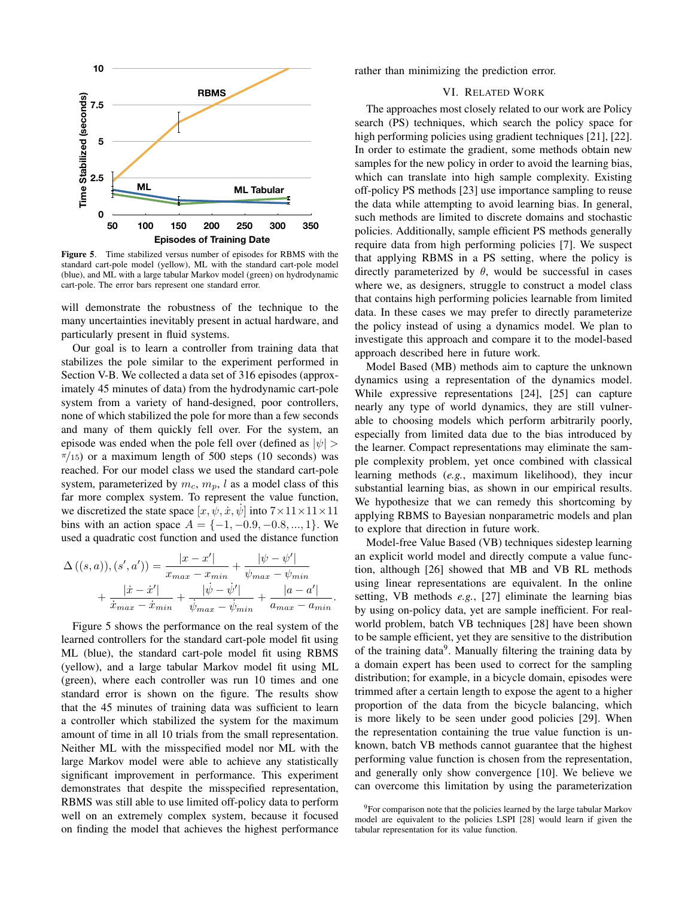Figure 5. Time stabilized versus number of episodes for RBMS with the standard cart-pole model (yellow), ML with the standard cart-pole model (blue), and ML with a large tabular Markov model (green) on hydrodynamic cart-pole. The error bars represent one standard error.

will demonstrate the robustness of the technique to the many uncertainties inevitably present in actual hardware, and particularly present in fluid systems.

Our goal is to learn a controller from training data that stabilizes the pole similar to the experiment performed in Section V-B. We collected a data set of 316 episodes (approximately 45 minutes of data) from the hydrodynamic cart-pole system from a variety of hand-designed, poor controllers, none of which stabilized the pole for more than a few seconds and many of them quickly fell over. For the system, an episode was ended when the pole fell over (defined as $|\psi| > \pi/15$) or a maximum length of 500 steps (10 seconds) was reached. For our model class we used the standard cart-pole system, parameterized by $m_c$, $m_p$, $l$ as a model class of this far more complex system. To represent the value function, we discretized the state space $[x, \psi, \dot{x}, \dot{\psi}]$ into $7 \times 11 \times 11 \times 11$ bins with an action space $A = \{-1, -0.9, -0.8, ..., 1\}$. We used a quadratic cost function and used the distance function

$$\Delta\left((s, a)), (s', a')\right) = \frac{|x - x'|}{x_{max} - x_{min}} + \frac{|\psi - \psi'|}{\psi_{max} - \psi_{min}} + \frac{|\dot{x} - \dot{x}'|}{\dot{x}_{max} - \dot{x}_{min}} + \frac{|\dot{\psi} - \dot{\psi}'|}{\dot{\psi}_{max} - \dot{\psi}_{min}} + \frac{|a - a'|}{a_{max} - a_{min}}.$$

Figure 5 shows the performance on the real system of the learned controllers for the standard cart-pole model fit using ML (blue), the standard cart-pole model fit using RBMS (yellow), and a large tabular Markov model fit using ML (green), where each controller was run 10 times and one standard error is shown on the figure. The results show that the 45 minutes of training data was sufficient to learn a controller which stabilized the system for the maximum amount of time in all 10 trials from the small representation. Neither ML with the misspecified model nor ML with the large Markov model were able to achieve any statistically significant improvement in performance. This experiment demonstrates that despite the misspecified representation, RBMS was still able to use limited off-policy data to perform well on an extremely complex system, because it focused on finding the model that achieves the highest performance rather than minimizing the prediction error.

## VI. Related Work

The approaches most closely related to our work are Policy search (PS) techniques, which search the policy space for high performing policies using gradient techniques [21], [22]. In order to estimate the gradient, some methods obtain new samples for the new policy in order to avoid the learning bias, which can translate into high sample complexity. Existing off-policy PS methods [23] use importance sampling to reuse the data while attempting to avoid learning bias. In general, such methods are limited to discrete domains and stochastic policies. Additionally, sample efficient PS methods generally require data from high performing policies [7]. We suspect that applying RBMS in a PS setting, where the policy is directly parameterized by $\theta$, would be successful in cases where we, as designers, struggle to construct a model class that contains high performing policies learnable from limited data. In these cases we may prefer to directly parameterize the policy instead of using a dynamics model. We plan to investigate this approach and compare it to the model-based approach described here in future work.

Model Based (MB) methods aim to capture the unknown dynamics using a representation of the dynamics model. While expressive representations [24], [25] can capture nearly any type of world dynamics, they are still vulnerable to choosing models which perform arbitrarily poorly, especially from limited data due to the bias introduced by the learner. Compact representations may eliminate the sample complexity problem, yet once combined with classical learning methods (*e.g.*, maximum likelihood), they incur substantial learning bias, as shown in our empirical results. We hypothesize that we can remedy this shortcoming by applying RBMS to Bayesian nonparametric models and plan to explore that direction in future work.

Model-free Value Based (VB) techniques sidestep learning an explicit world model and directly compute a value function, although [26] showed that MB and VB RL methods using linear representations are equivalent. In the online setting, VB methods *e.g.*, [27] eliminate the learning bias by using on-policy data, yet are sample inefficient. For real-world problem, batch VB techniques [28] have been shown to be sample efficient, yet they are sensitive to the distribution of the training data[9]. Manually filtering the training data by a domain expert has been used to correct for the sampling distribution; for example, in a bicycle domain, episodes were trimmed after a certain length to expose the agent to a higher proportion of the data from the bicycle balancing, which is more likely to be seen under good policies [29]. When the representation containing the true value function is unknown, batch VB methods cannot guarantee that the highest performing value function is chosen from the representation, and generally only show convergence [10]. We believe we can overcome this limitation by using the parameterization

[9]For comparison note that the policies learned by the large tabular Markov model are equivalent to the policies LSPI [28] would learn if given the tabular representation for its value function.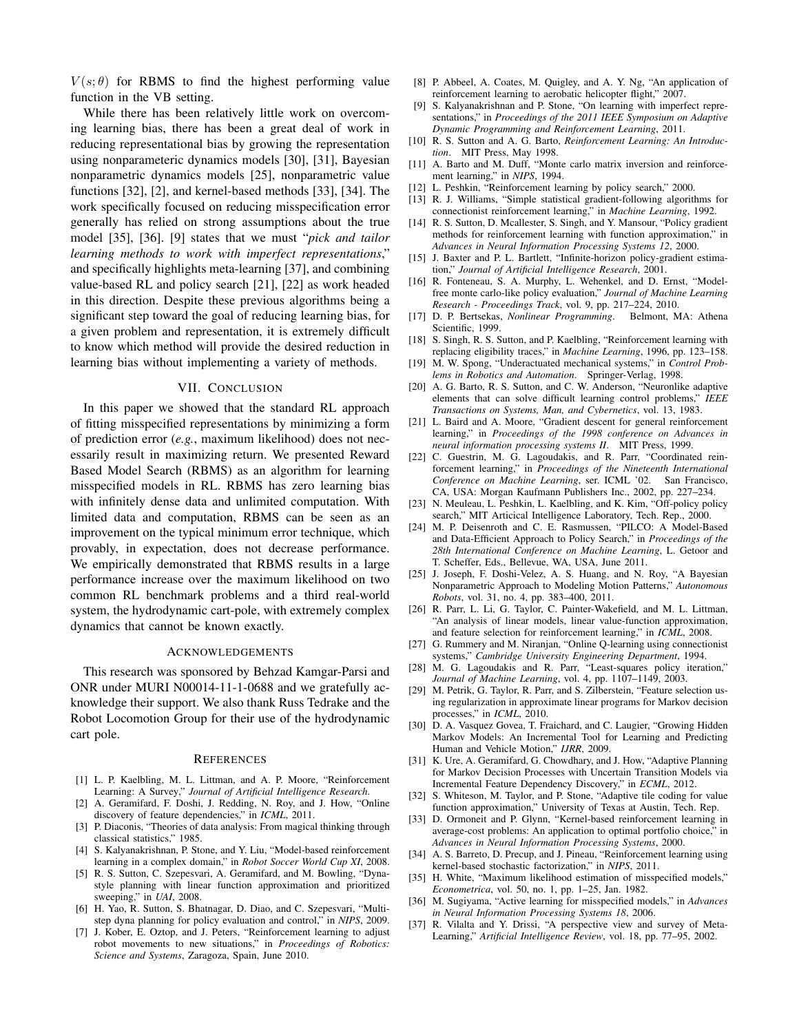$V(s;\theta)$ for RBMS to find the highest performing value function in the VB setting.

While there has been relatively little work on overcoming learning bias, there has been a great deal of work in reducing representational bias by growing the representation using nonparameteric dynamics models [30], [31], Bayesian nonparametric dynamics models [25], nonparametric value functions [32], [2], and kernel-based methods [33], [34]. The work specifically focused on reducing misspecification error generally has relied on strong assumptions about the true model [35], [36]. [9] states that we must "*pick and tailor learning methods to work with imperfect representations*," and specifically highlights meta-learning [37], and combining value-based RL and policy search [21], [22] as work headed in this direction. Despite these previous algorithms being a significant step toward the goal of reducing learning bias, for a given problem and representation, it is extremely difficult to know which method will provide the desired reduction in learning bias without implementing a variety of methods.

## VII. Conclusion

In this paper we showed that the standard RL approach of fitting misspecified representations by minimizing a form of prediction error (*e.g.*, maximum likelihood) does not necessarily result in maximizing return. We presented Reward Based Model Search (RBMS) as an algorithm for learning misspecified models in RL. RBMS has zero learning bias with infinitely dense data and unlimited computation. With limited data and computation, RBMS can be seen as an improvement on the typical minimum error technique, which provably, in expectation, does not decrease performance. We empirically demonstrated that RBMS results in a large performance increase over the maximum likelihood on two common RL benchmark problems and a third real-world system, the hydrodynamic cart-pole, with extremely complex dynamics that cannot be known exactly.

## Acknowledgements

This research was sponsored by Behzad Kamgar-Parsi and ONR under MURI N00014-11-1-0688 and we gratefully acknowledge their support. We also thank Russ Tedrake and the Robot Locomotion Group for their use of the hydrodynamic cart pole.

## References

[1] L. P. Kaelbling, M. L. Littman, and A. P. Moore, "Reinforcement Learning: A Survey," *Journal of Artificial Intelligence Research*.

[2] A. Geramifard, F. Doshi, J. Redding, N. Roy, and J. How, "Online discovery of feature dependencies," in *ICML*, 2011.

[3] P. Diaconis, "Theories of data analysis: From magical thinking through classical statistics," 1985.

[4] S. Kalyanakrishnan, P. Stone, and Y. Liu, "Model-based reinforcement learning in a complex domain," in *Robot Soccer World Cup XI*, 2008.

[5] R. S. Sutton, C. Szepesvari, A. Geramifard, and M. Bowling, "Dyna-style planning with linear function approximation and prioritized sweeping," in *UAI*, 2008.

[6] H. Yao, R. Sutton, S. Bhatnagar, D. Diao, and C. Szepesvari, "Multi-step dyna planning for policy evaluation and control," in *NIPS*, 2009.

[7] J. Kober, E. Oztop, and J. Peters, "Reinforcement learning to adjust robot movements to new situations," in *Proceedings of Robotics: Science and Systems*, Zaragoza, Spain, June 2010.

[8] P. Abbeel, A. Coates, M. Quigley, and A. Y. Ng, "An application of reinforcement learning to aerobatic helicopter flight," 2007.

[9] S. Kalyanakrishnan and P. Stone, "On learning with imperfect representations," in *Proceedings of the 2011 IEEE Symposium on Adaptive Dynamic Programming and Reinforcement Learning*, 2011.

[10] R. S. Sutton and A. G. Barto, *Reinforcement Learning: An Introduction*. MIT Press, May 1998.

[11] A. Barto and M. Duff, "Monte carlo matrix inversion and reinforcement learning," in *NIPS*, 1994.

[12] L. Peshkin, "Reinforcement learning by policy search," 2000.

[13] R. J. Williams, "Simple statistical gradient-following algorithms for connectionist reinforcement learning," in *Machine Learning*, 1992.

[14] R. S. Sutton, D. Mcallester, S. Singh, and Y. Mansour, "Policy gradient methods for reinforcement learning with function approximation," in *Advances in Neural Information Processing Systems 12*, 2000.

[15] J. Baxter and P. L. Bartlett, "Infinite-horizon policy-gradient estimation," *Journal of Artificial Intelligence Research*, 2001.

[16] R. Fonteneau, S. A. Murphy, L. Wehenkel, and D. Ernst, "Model-free monte carlo-like policy evaluation," *Journal of Machine Learning Research - Proceedings Track*, vol. 9, pp. 217–224, 2010.

[17] D. P. Bertsekas, *Nonlinear Programming*. Belmont, MA: Athena Scientific, 1999.

[18] S. Singh, R. S. Sutton, and P. Kaelbling, "Reinforcement learning with replacing eligibility traces," in *Machine Learning*, 1996, pp. 123–158.

[19] M. W. Spong, "Underactuated mechanical systems," in *Control Problems in Robotics and Automation*. Springer-Verlag, 1998.

[20] A. G. Barto, R. S. Sutton, and C. W. Anderson, "Neuronlike adaptive elements that can solve difficult learning control problems," *IEEE Transactions on Systems, Man, and Cybernetics*, vol. 13, 1983.

[21] L. Baird and A. Moore, "Gradient descent for general reinforcement learning," in *Proceedings of the 1998 conference on Advances in neural information processing systems II*. MIT Press, 1999.

[22] C. Guestrin, M. G. Lagoudakis, and R. Parr, "Coordinated reinforcement learning," in *Proceedings of the Nineteenth International Conference on Machine Learning*, ser. ICML '02. San Francisco, CA, USA: Morgan Kaufmann Publishers Inc., 2002, pp. 227–234.

[23] N. Meuleau, L. Peshkin, L. Kaelbling, and K. Kim, "Off-policy policy search," MIT Articical Intelligence Laboratory, Tech. Rep., 2000.

[24] M. P. Deisenroth and C. E. Rasmussen, "PILCO: A Model-Based and Data-Efficient Approach to Policy Search," in *Proceedings of the 28th International Conference on Machine Learning*, L. Getoor and T. Scheffer, Eds., Bellevue, WA, USA, June 2011.

[25] J. Joseph, F. Doshi-Velez, A. S. Huang, and N. Roy, "A Bayesian Nonparametric Approach to Modeling Motion Patterns," *Autonomous Robots*, vol. 31, no. 4, pp. 383–400, 2011.

[26] R. Parr, L. Li, G. Taylor, C. Painter-Wakefield, and M. L. Littman, "An analysis of linear models, linear value-function approximation, and feature selection for reinforcement learning," in *ICML*, 2008.

[27] G. Rummery and M. Niranjan, "Online Q-learning using connectionist systems," *Cambridge University Engineering Department*, 1994.

[28] M. G. Lagoudakis and R. Parr, "Least-squares policy iteration," *Journal of Machine Learning*, vol. 4, pp. 1107–1149, 2003.

[29] M. Petrik, G. Taylor, R. Parr, and S. Zilberstein, "Feature selection using regularization in approximate linear programs for Markov decision processes," in *ICML*, 2010.

[30] D. A. Vasquez Govea, T. Fraichard, and C. Laugier, "Growing Hidden Markov Models: An Incremental Tool for Learning and Predicting Human and Vehicle Motion," *IJRR*, 2009.

[31] K. Ure, A. Geramifard, G. Chowdhary, and J. How, "Adaptive Planning for Markov Decision Processes with Uncertain Transition Models via Incremental Feature Dependency Discovery," in *ECML*, 2012.

[32] S. Whiteson, M. Taylor, and P. Stone, "Adaptive tile coding for value function approximation," University of Texas at Austin, Tech. Rep.

[33] D. Ormoneit and P. Glynn, "Kernel-based reinforcement learning in average-cost problems: An application to optimal portfolio choice," in *Advances in Neural Information Processing Systems*, 2000.

[34] A. S. Barreto, D. Precup, and J. Pineau, "Reinforcement learning using kernel-based stochastic factorization," in *NIPS*, 2011.

[35] H. White, "Maximum likelihood estimation of misspecified models," *Econometrica*, vol. 50, no. 1, pp. 1–25, Jan. 1982.

[36] M. Sugiyama, "Active learning for misspecified models," in *Advances in Neural Information Processing Systems 18*, 2006.

[37] R. Vilalta and Y. Drissi, "A perspective view and survey of Meta-Learning," *Artificial Intelligence Review*, vol. 18, pp. 77–95, 2002.